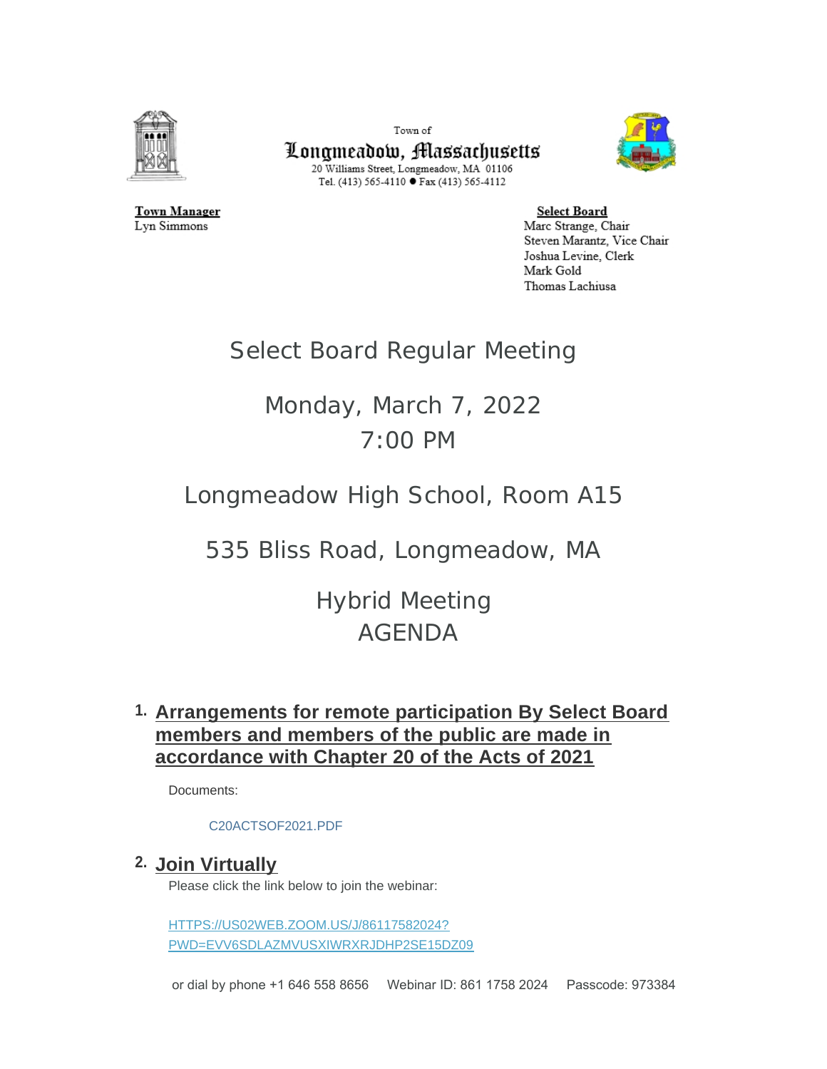Town of

**Longmeadow, Massachusetts**

20 Williams Street, Longmeadow, MA 01106

Tel. (413) 565-4110 ● Fax (413) 565-4112

**Town Manager**
Lyn Simmons

**Select Board**
Marc Strange, Chair
Steven Marantz, Vice Chair
Joshua Levine, Clerk
Mark Gold
Thomas Lachiusa

# Select Board Regular Meeting

## Monday, March 7, 2022
## 7:00 PM

## Longmeadow High School, Room A15

## 535 Bliss Road, Longmeadow, MA

## Hybrid Meeting
## AGENDA

1. **Arrangements for remote participation By Select Board members and members of the public are made in accordance with Chapter 20 of the Acts of 2021**

   Documents:

   C20ACTSOF2021.PDF

2. **Join Virtually**

   Please click the link below to join the webinar:

   HTTPS://US02WEB.ZOOM.US/J/86117582024?PWD=EVV6SDLAZMVUSXIWRXRJDHP2SE15DZ09

   or dial by phone +1 646 558 8656 Webinar ID: 861 1758 2024 Passcode: 973384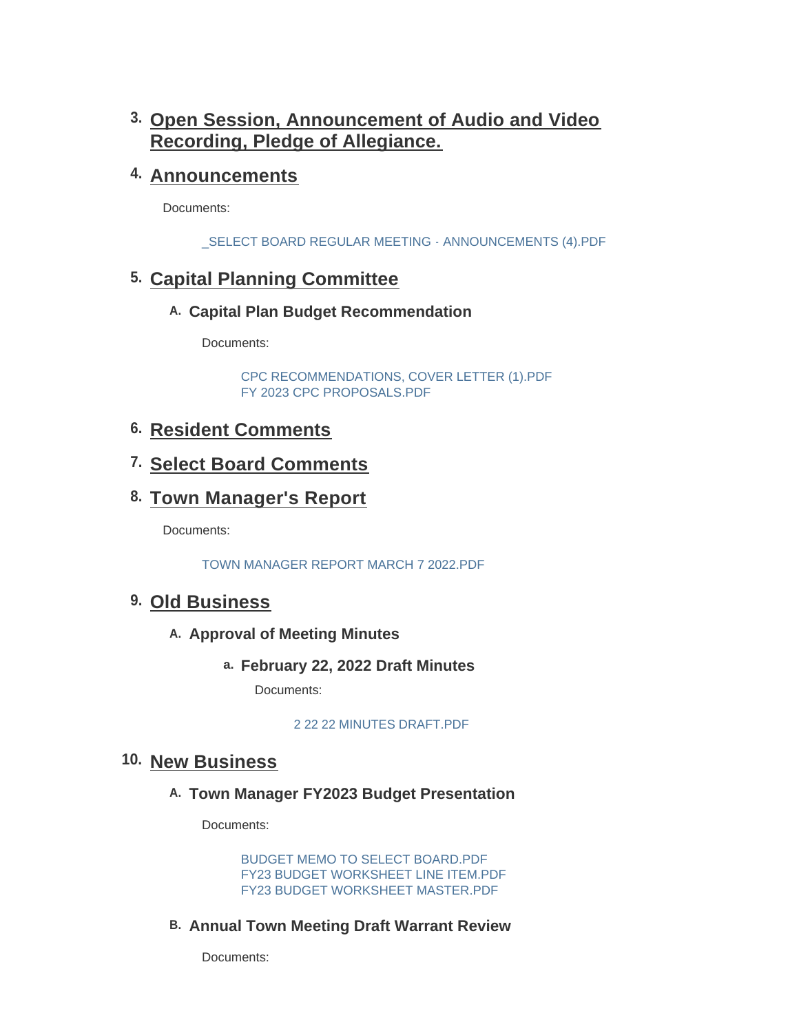## 3. Open Session, Announcement of Audio and Video Recording, Pledge of Allegiance.

## 4. Announcements

Documents:

_SELECT BOARD REGULAR MEETING - ANNOUNCEMENTS (4).PDF

## 5. Capital Planning Committee

### A. Capital Plan Budget Recommendation

Documents:

CPC RECOMMENDATIONS, COVER LETTER (1).PDF
FY 2023 CPC PROPOSALS.PDF

## 6. Resident Comments

## 7. Select Board Comments

## 8. Town Manager's Report

Documents:

TOWN MANAGER REPORT MARCH 7 2022.PDF

## 9. Old Business

### A. Approval of Meeting Minutes

#### a. February 22, 2022 Draft Minutes

Documents:

2 22 22 MINUTES DRAFT.PDF

## 10. New Business

### A. Town Manager FY2023 Budget Presentation

Documents:

BUDGET MEMO TO SELECT BOARD.PDF
FY23 BUDGET WORKSHEET LINE ITEM.PDF
FY23 BUDGET WORKSHEET MASTER.PDF

### B. Annual Town Meeting Draft Warrant Review

Documents: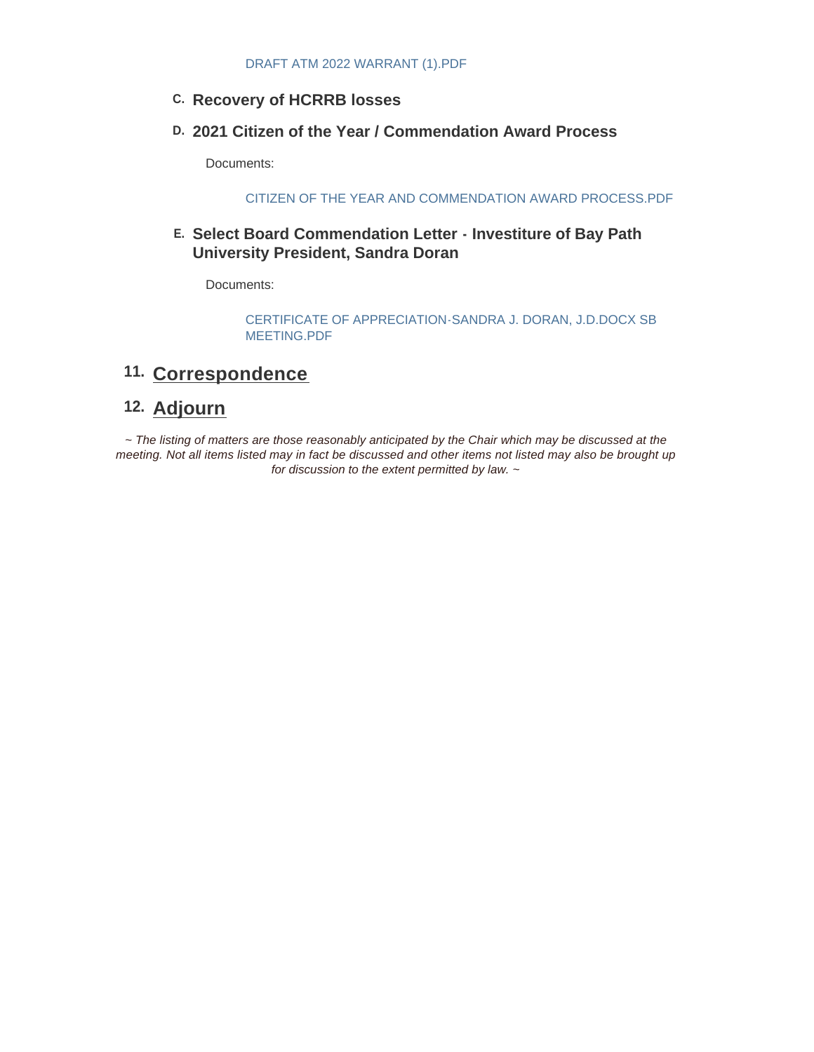DRAFT ATM 2022 WARRANT (1).PDF

### C. Recovery of HCRRB losses

### D. 2021 Citizen of the Year / Commendation Award Process

Documents:

CITIZEN OF THE YEAR AND COMMENDATION AWARD PROCESS.PDF

### E. Select Board Commendation Letter - Investiture of Bay Path University President, Sandra Doran

Documents:

CERTIFICATE OF APPRECIATION-SANDRA J. DORAN, J.D.DOCX SB MEETING.PDF

## 11. Correspondence

## 12. Adjourn

*~ The listing of matters are those reasonably anticipated by the Chair which may be discussed at the meeting. Not all items listed may in fact be discussed and other items not listed may also be brought up for discussion to the extent permitted by law. ~*